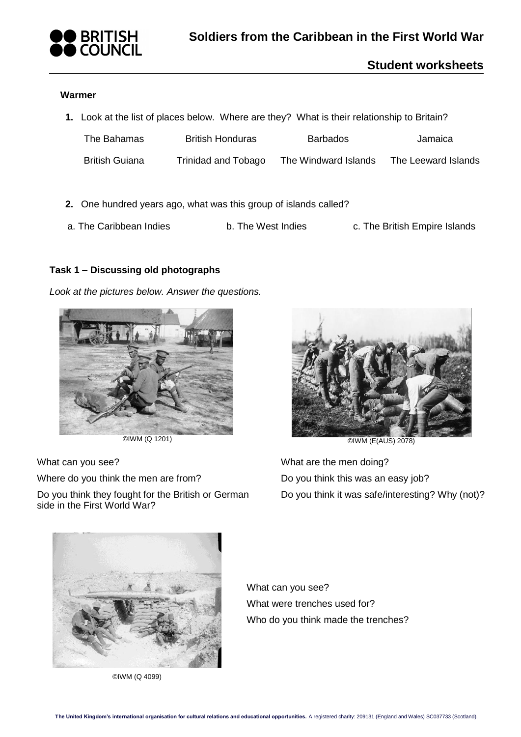# Soldiers from the Caribbean in the First World War

## Student worksheets

### Warmer

1. Look at the list of places below. Where are they? What is their relationship to Britain?

| The Bahamas | British Honduras | Barbados | Jamaica |
|---|---|---|---|
| British Guiana | Trinidad and Tobago | The Windward Islands | The Leeward Islands |

2. One hundred years ago, what was this group of islands called?

a. The Caribbean Indies    b. The West Indies    c. The British Empire Islands

### Task 1 – Discussing old photographs

*Look at the pictures below. Answer the questions.*

©IWM (Q 1201)

What can you see?

Where do you think the men are from?

Do you think they fought for the British or German side in the First World War?

©IWM (E(AUS) 2078)

What are the men doing?

Do you think this was an easy job?

Do you think it was safe/interesting? Why (not)?

©IWM (Q 4099)

What can you see?

What were trenches used for?

Who do you think made the trenches?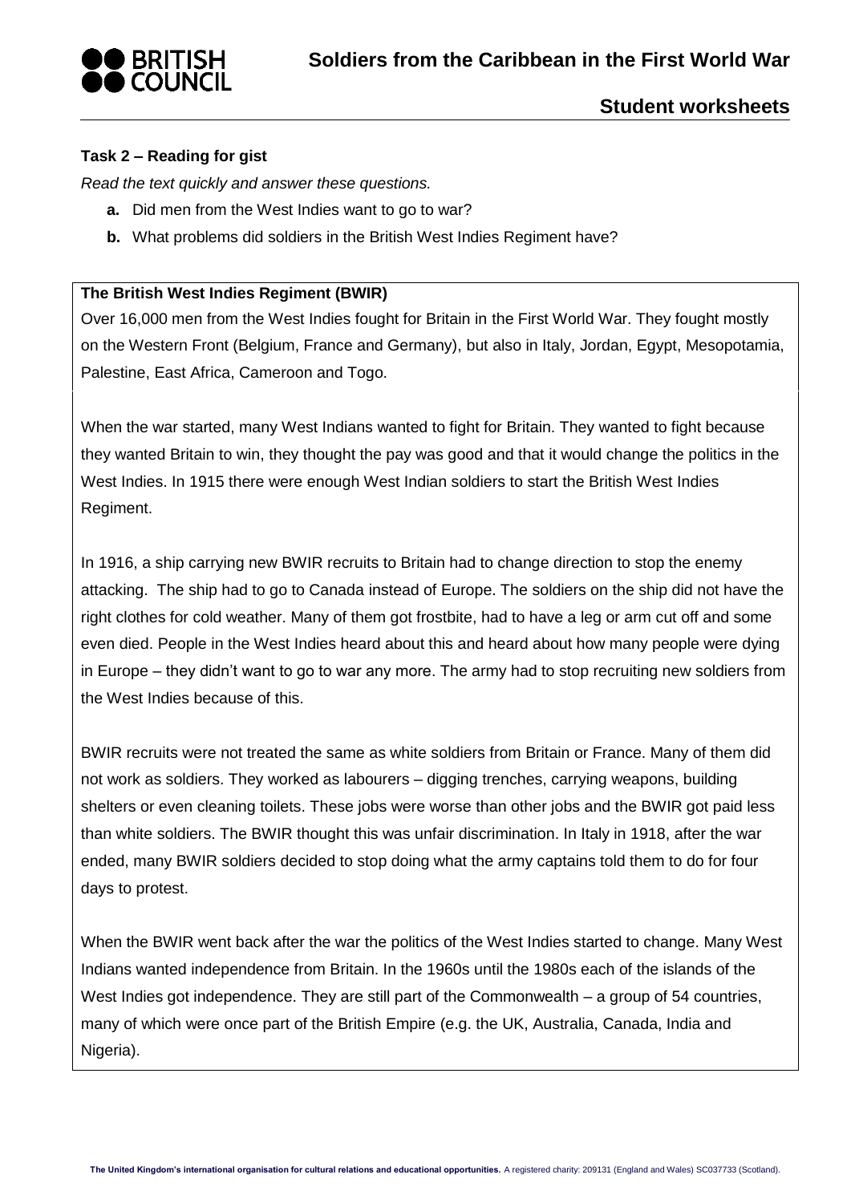### Task 2 – Reading for gist

*Read the text quickly and answer these questions.*

- **a.** Did men from the West Indies want to go to war?
- **b.** What problems did soldiers in the British West Indies Regiment have?

**The British West Indies Regiment (BWIR)**

Over 16,000 men from the West Indies fought for Britain in the First World War. They fought mostly on the Western Front (Belgium, France and Germany), but also in Italy, Jordan, Egypt, Mesopotamia, Palestine, East Africa, Cameroon and Togo.

When the war started, many West Indians wanted to fight for Britain. They wanted to fight because they wanted Britain to win, they thought the pay was good and that it would change the politics in the West Indies. In 1915 there were enough West Indian soldiers to start the British West Indies Regiment.

In 1916, a ship carrying new BWIR recruits to Britain had to change direction to stop the enemy attacking. The ship had to go to Canada instead of Europe. The soldiers on the ship did not have the right clothes for cold weather. Many of them got frostbite, had to have a leg or arm cut off and some even died. People in the West Indies heard about this and heard about how many people were dying in Europe – they didn't want to go to war any more. The army had to stop recruiting new soldiers from the West Indies because of this.

BWIR recruits were not treated the same as white soldiers from Britain or France. Many of them did not work as soldiers. They worked as labourers – digging trenches, carrying weapons, building shelters or even cleaning toilets. These jobs were worse than other jobs and the BWIR got paid less than white soldiers. The BWIR thought this was unfair discrimination. In Italy in 1918, after the war ended, many BWIR soldiers decided to stop doing what the army captains told them to do for four days to protest.

When the BWIR went back after the war the politics of the West Indies started to change. Many West Indians wanted independence from Britain. In the 1960s until the 1980s each of the islands of the West Indies got independence. They are still part of the Commonwealth – a group of 54 countries, many of which were once part of the British Empire (e.g. the UK, Australia, Canada, India and Nigeria).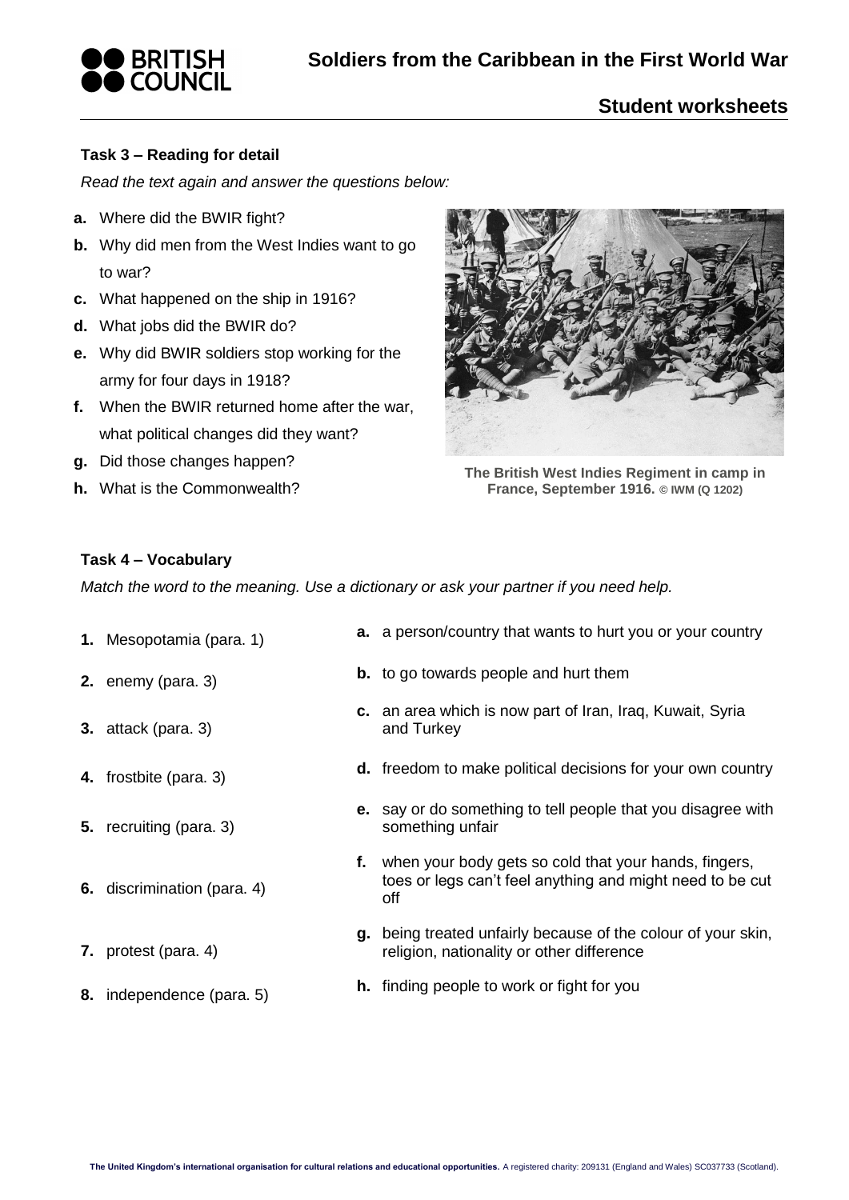### Task 3 – Reading for detail

*Read the text again and answer the questions below:*

- **a.** Where did the BWIR fight?
- **b.** Why did men from the West Indies want to go to war?
- **c.** What happened on the ship in 1916?
- **d.** What jobs did the BWIR do?
- **e.** Why did BWIR soldiers stop working for the army for four days in 1918?
- **f.** When the BWIR returned home after the war, what political changes did they want?
- **g.** Did those changes happen?
- **h.** What is the Commonwealth?

**The British West Indies Regiment in camp in France, September 1916.** © IWM (Q 1202)

### Task 4 – Vocabulary

*Match the word to the meaning. Use a dictionary or ask your partner if you need help.*

| | |
|---|---|
| **1.** Mesopotamia (para. 1) | **a.** a person/country that wants to hurt you or your country |
| **2.** enemy (para. 3) | **b.** to go towards people and hurt them |
| **3.** attack (para. 3) | **c.** an area which is now part of Iran, Iraq, Kuwait, Syria and Turkey |
| **4.** frostbite (para. 3) | **d.** freedom to make political decisions for your own country |
| **5.** recruiting (para. 3) | **e.** say or do something to tell people that you disagree with something unfair |
| **6.** discrimination (para. 4) | **f.** when your body gets so cold that your hands, fingers, toes or legs can't feel anything and might need to be cut off |
| **7.** protest (para. 4) | **g.** being treated unfairly because of the colour of your skin, religion, nationality or other difference |
| **8.** independence (para. 5) | **h.** finding people to work or fight for you |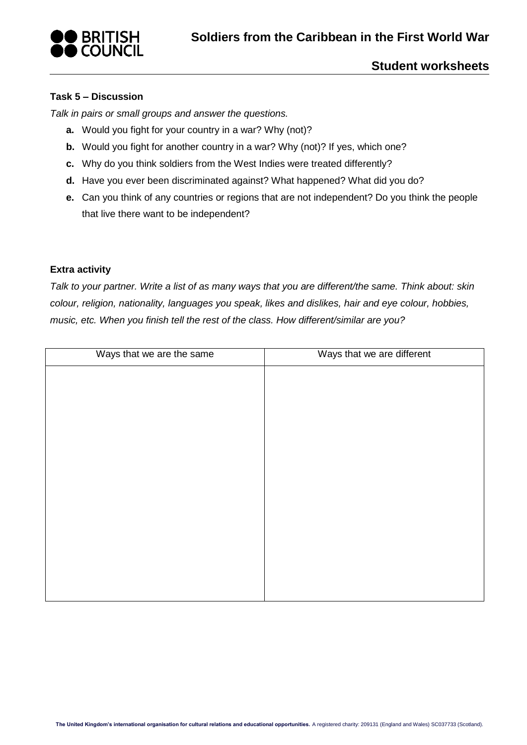**Task 5 – Discussion**

*Talk in pairs or small groups and answer the questions.*

- **a.** Would you fight for your country in a war? Why (not)?
- **b.** Would you fight for another country in a war? Why (not)? If yes, which one?
- **c.** Why do you think soldiers from the West Indies were treated differently?
- **d.** Have you ever been discriminated against? What happened? What did you do?
- **e.** Can you think of any countries or regions that are not independent? Do you think the people that live there want to be independent?

**Extra activity**

*Talk to your partner. Write a list of as many ways that you are different/the same. Think about: skin colour, religion, nationality, languages you speak, likes and dislikes, hair and eye colour, hobbies, music, etc. When you finish tell the rest of the class. How different/similar are you?*

| Ways that we are the same | Ways that we are different |
|---|---|
| | |